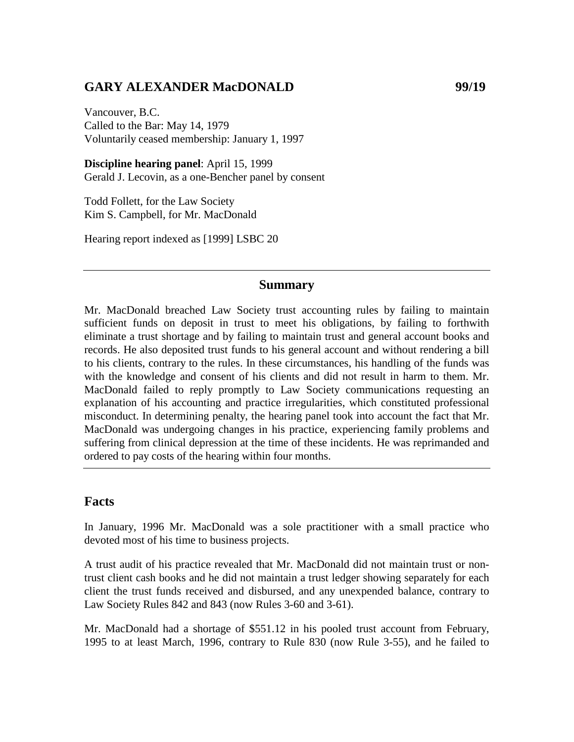## GARY ALEXANDER MacDONALD 99/19

Vancouver, B.C.
Called to the Bar: May 14, 1979
Voluntarily ceased membership: January 1, 1997

**Discipline hearing panel**: April 15, 1999
Gerald J. Lecovin, as a one-Bencher panel by consent

Todd Follett, for the Law Society
Kim S. Campbell, for Mr. MacDonald

Hearing report indexed as [1999] LSBC 20

---

### Summary

Mr. MacDonald breached Law Society trust accounting rules by failing to maintain sufficient funds on deposit in trust to meet his obligations, by failing to forthwith eliminate a trust shortage and by failing to maintain trust and general account books and records. He also deposited trust funds to his general account and without rendering a bill to his clients, contrary to the rules. In these circumstances, his handling of the funds was with the knowledge and consent of his clients and did not result in harm to them. Mr. MacDonald failed to reply promptly to Law Society communications requesting an explanation of his accounting and practice irregularities, which constituted professional misconduct. In determining penalty, the hearing panel took into account the fact that Mr. MacDonald was undergoing changes in his practice, experiencing family problems and suffering from clinical depression at the time of these incidents. He was reprimanded and ordered to pay costs of the hearing within four months.

---

### Facts

In January, 1996 Mr. MacDonald was a sole practitioner with a small practice who devoted most of his time to business projects.

A trust audit of his practice revealed that Mr. MacDonald did not maintain trust or non-trust client cash books and he did not maintain a trust ledger showing separately for each client the trust funds received and disbursed, and any unexpended balance, contrary to Law Society Rules 842 and 843 (now Rules 3-60 and 3-61).

Mr. MacDonald had a shortage of $551.12 in his pooled trust account from February, 1995 to at least March, 1996, contrary to Rule 830 (now Rule 3-55), and he failed to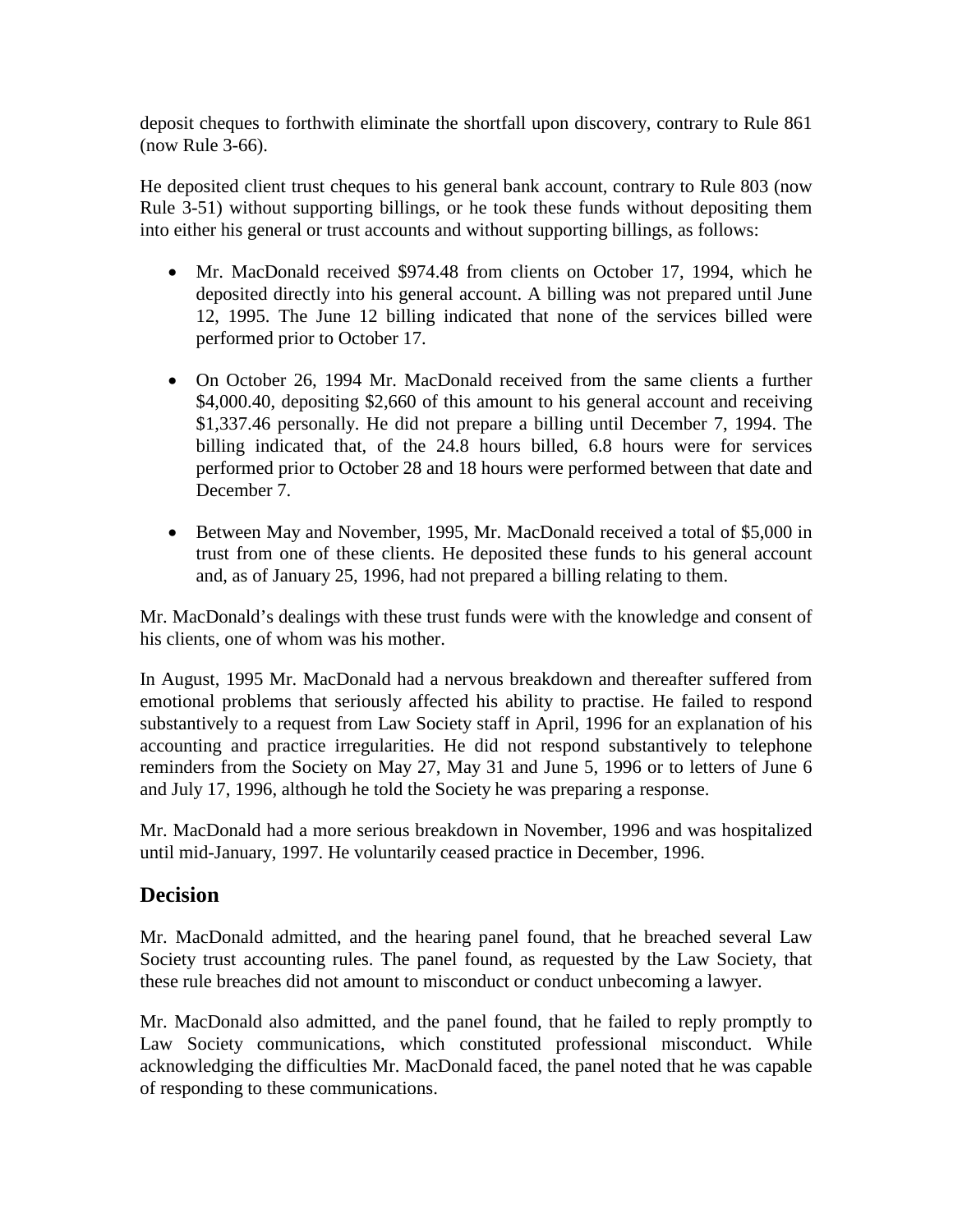deposit cheques to forthwith eliminate the shortfall upon discovery, contrary to Rule 861 (now Rule 3-66).

He deposited client trust cheques to his general bank account, contrary to Rule 803 (now Rule 3-51) without supporting billings, or he took these funds without depositing them into either his general or trust accounts and without supporting billings, as follows:

- Mr. MacDonald received $974.48 from clients on October 17, 1994, which he deposited directly into his general account. A billing was not prepared until June 12, 1995. The June 12 billing indicated that none of the services billed were performed prior to October 17.
- On October 26, 1994 Mr. MacDonald received from the same clients a further $4,000.40, depositing $2,660 of this amount to his general account and receiving $1,337.46 personally. He did not prepare a billing until December 7, 1994. The billing indicated that, of the 24.8 hours billed, 6.8 hours were for services performed prior to October 28 and 18 hours were performed between that date and December 7.
- Between May and November, 1995, Mr. MacDonald received a total of $5,000 in trust from one of these clients. He deposited these funds to his general account and, as of January 25, 1996, had not prepared a billing relating to them.

Mr. MacDonald's dealings with these trust funds were with the knowledge and consent of his clients, one of whom was his mother.

In August, 1995 Mr. MacDonald had a nervous breakdown and thereafter suffered from emotional problems that seriously affected his ability to practise. He failed to respond substantively to a request from Law Society staff in April, 1996 for an explanation of his accounting and practice irregularities. He did not respond substantively to telephone reminders from the Society on May 27, May 31 and June 5, 1996 or to letters of June 6 and July 17, 1996, although he told the Society he was preparing a response.

Mr. MacDonald had a more serious breakdown in November, 1996 and was hospitalized until mid-January, 1997. He voluntarily ceased practice in December, 1996.

## Decision

Mr. MacDonald admitted, and the hearing panel found, that he breached several Law Society trust accounting rules. The panel found, as requested by the Law Society, that these rule breaches did not amount to misconduct or conduct unbecoming a lawyer.

Mr. MacDonald also admitted, and the panel found, that he failed to reply promptly to Law Society communications, which constituted professional misconduct. While acknowledging the difficulties Mr. MacDonald faced, the panel noted that he was capable of responding to these communications.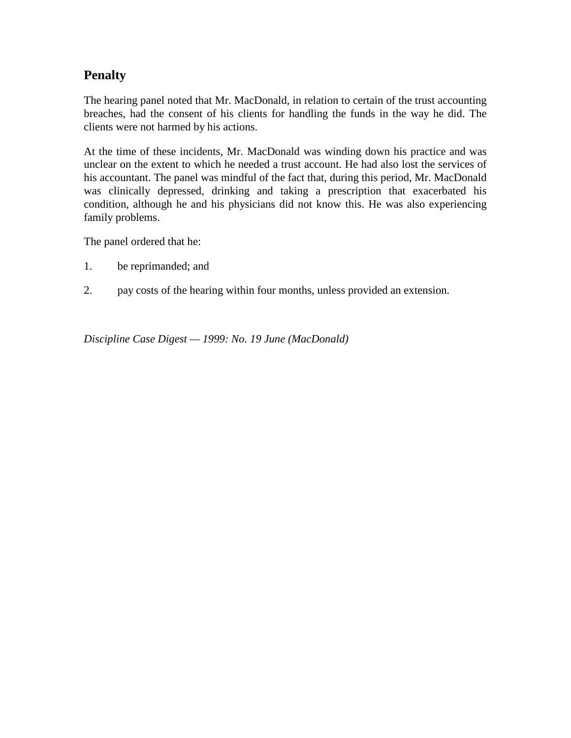## Penalty

The hearing panel noted that Mr. MacDonald, in relation to certain of the trust accounting breaches, had the consent of his clients for handling the funds in the way he did. The clients were not harmed by his actions.

At the time of these incidents, Mr. MacDonald was winding down his practice and was unclear on the extent to which he needed a trust account. He had also lost the services of his accountant. The panel was mindful of the fact that, during this period, Mr. MacDonald was clinically depressed, drinking and taking a prescription that exacerbated his condition, although he and his physicians did not know this. He was also experiencing family problems.

The panel ordered that he:

1. be reprimanded; and
2. pay costs of the hearing within four months, unless provided an extension.

*Discipline Case Digest — 1999: No. 19 June (MacDonald)*